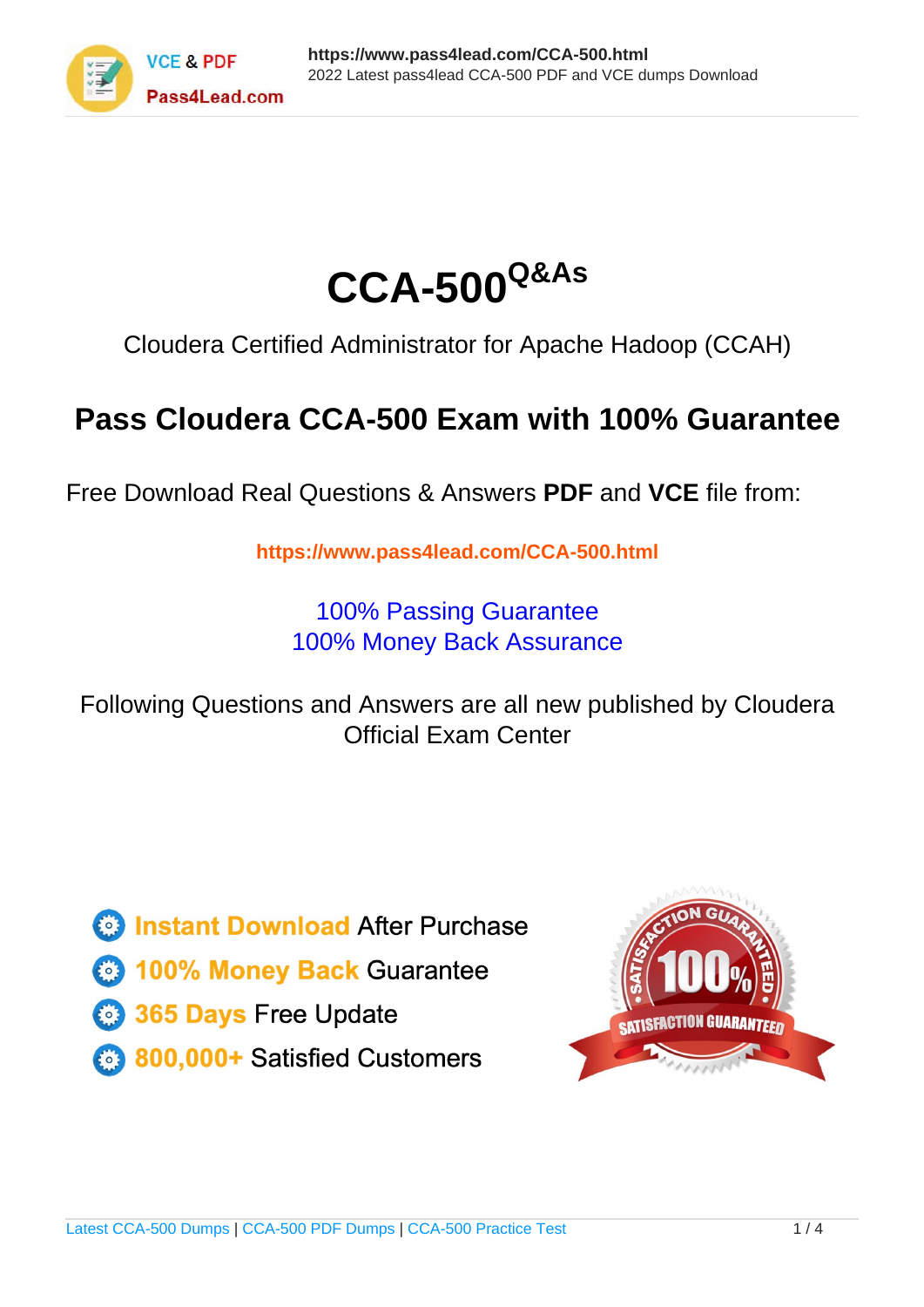# CCA-500$^{Q\&As}$

Cloudera Certified Administrator for Apache Hadoop (CCAH)

## Pass Cloudera CCA-500 Exam with 100% Guarantee

Free Download Real Questions & Answers **PDF** and **VCE** file from:

**https://www.pass4lead.com/CCA-500.html**

100% Passing Guarantee
100% Money Back Assurance

Following Questions and Answers are all new published by Cloudera Official Exam Center

- **Instant Download** After Purchase
- **100% Money Back** Guarantee
- **365 Days** Free Update
- **800,000+** Satisfied Customers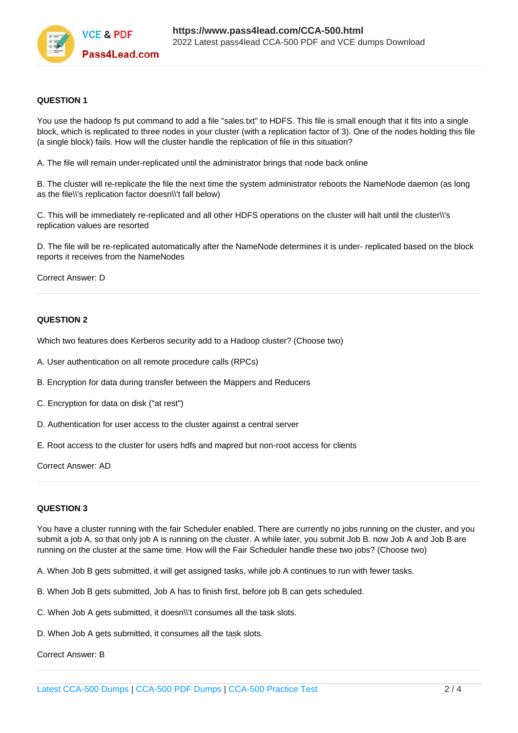**QUESTION 1**

You use the hadoop fs put command to add a file "sales.txt" to HDFS. This file is small enough that it fits into a single block, which is replicated to three nodes in your cluster (with a replication factor of 3). One of the nodes holding this file (a single block) fails. How will the cluster handle the replication of file in this situation?

A. The file will remain under-replicated until the administrator brings that node back online

B. The cluster will re-replicate the file the next time the system administrator reboots the NameNode daemon (as long as the file\\'s replication factor doesn\\'t fall below)

C. This will be immediately re-replicated and all other HDFS operations on the cluster will halt until the cluster\\'s replication values are resorted

D. The file will be re-replicated automatically after the NameNode determines it is under- replicated based on the block reports it receives from the NameNodes

Correct Answer: D

---

**QUESTION 2**

Which two features does Kerberos security add to a Hadoop cluster? (Choose two)

A. User authentication on all remote procedure calls (RPCs)

B. Encryption for data during transfer between the Mappers and Reducers

C. Encryption for data on disk ("at rest")

D. Authentication for user access to the cluster against a central server

E. Root access to the cluster for users hdfs and mapred but non-root access for clients

Correct Answer: AD

---

**QUESTION 3**

You have a cluster running with the fair Scheduler enabled. There are currently no jobs running on the cluster, and you submit a job A, so that only job A is running on the cluster. A while later, you submit Job B. now Job A and Job B are running on the cluster at the same time. How will the Fair Scheduler handle these two jobs? (Choose two)

A. When Job B gets submitted, it will get assigned tasks, while job A continues to run with fewer tasks.

B. When Job B gets submitted, Job A has to finish first, before job B can gets scheduled.

C. When Job A gets submitted, it doesn\\'t consumes all the task slots.

D. When Job A gets submitted, it consumes all the task slots.

Correct Answer: B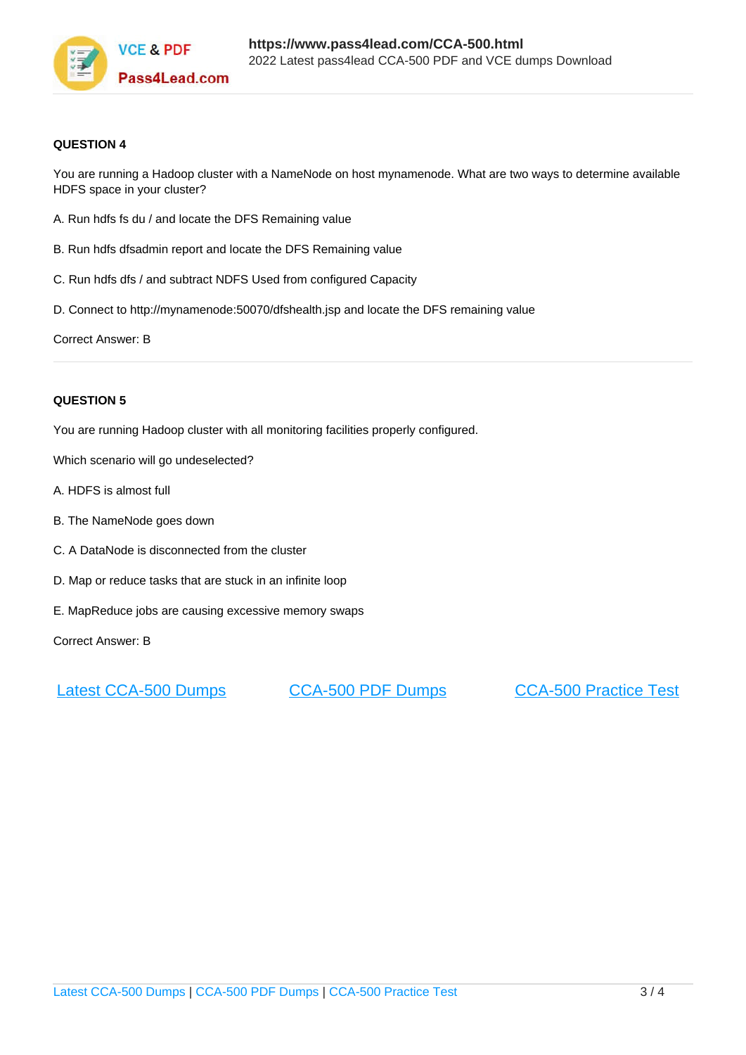**QUESTION 4**

You are running a Hadoop cluster with a NameNode on host mynamenode. What are two ways to determine available HDFS space in your cluster?

A. Run hdfs fs du / and locate the DFS Remaining value

B. Run hdfs dfsadmin report and locate the DFS Remaining value

C. Run hdfs dfs / and subtract NDFS Used from configured Capacity

D. Connect to http://mynamenode:50070/dfshealth.jsp and locate the DFS remaining value

Correct Answer: B

---

**QUESTION 5**

You are running Hadoop cluster with all monitoring facilities properly configured.

Which scenario will go undeselected?

A. HDFS is almost full

B. The NameNode goes down

C. A DataNode is disconnected from the cluster

D. Map or reduce tasks that are stuck in an infinite loop

E. MapReduce jobs are causing excessive memory swaps

Correct Answer: B

Latest CCA-500 Dumps | CCA-500 PDF Dumps | CCA-500 Practice Test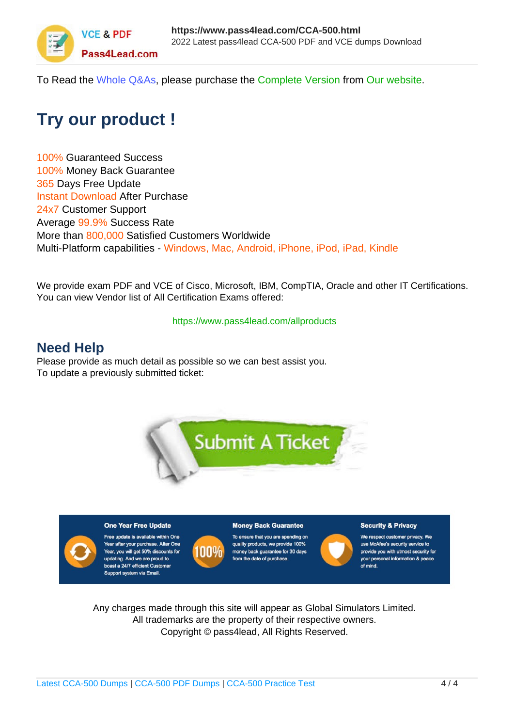To Read the Whole Q&As, please purchase the Complete Version from Our website.

# Try our product !

100% Guaranteed Success
100% Money Back Guarantee
365 Days Free Update
Instant Download After Purchase
24x7 Customer Support
Average 99.9% Success Rate
More than 800,000 Satisfied Customers Worldwide
Multi-Platform capabilities - Windows, Mac, Android, iPhone, iPod, iPad, Kindle

We provide exam PDF and VCE of Cisco, Microsoft, IBM, CompTIA, Oracle and other IT Certifications.
You can view Vendor list of All Certification Exams offered:

https://www.pass4lead.com/allproducts

## Need Help

Please provide as much detail as possible so we can best assist you.
To update a previously submitted ticket:

Submit A Ticket

**One Year Free Update**
Free update is available within One Year after your purchase. After One Year, you will get 50% discounts for updating. And we are proud to boast a 24/7 efficient Customer Support system via Email.

**Money Back Guarantee**
To ensure that you are spending on quality products, we provide 100% money back guarantee for 30 days from the date of purchase.

**Security & Privacy**
We respect customer privacy. We use McAfee's security service to provide you with utmost security for your personal information & peace of mind.

Any charges made through this site will appear as Global Simulators Limited.
All trademarks are the property of their respective owners.
Copyright © pass4lead, All Rights Reserved.